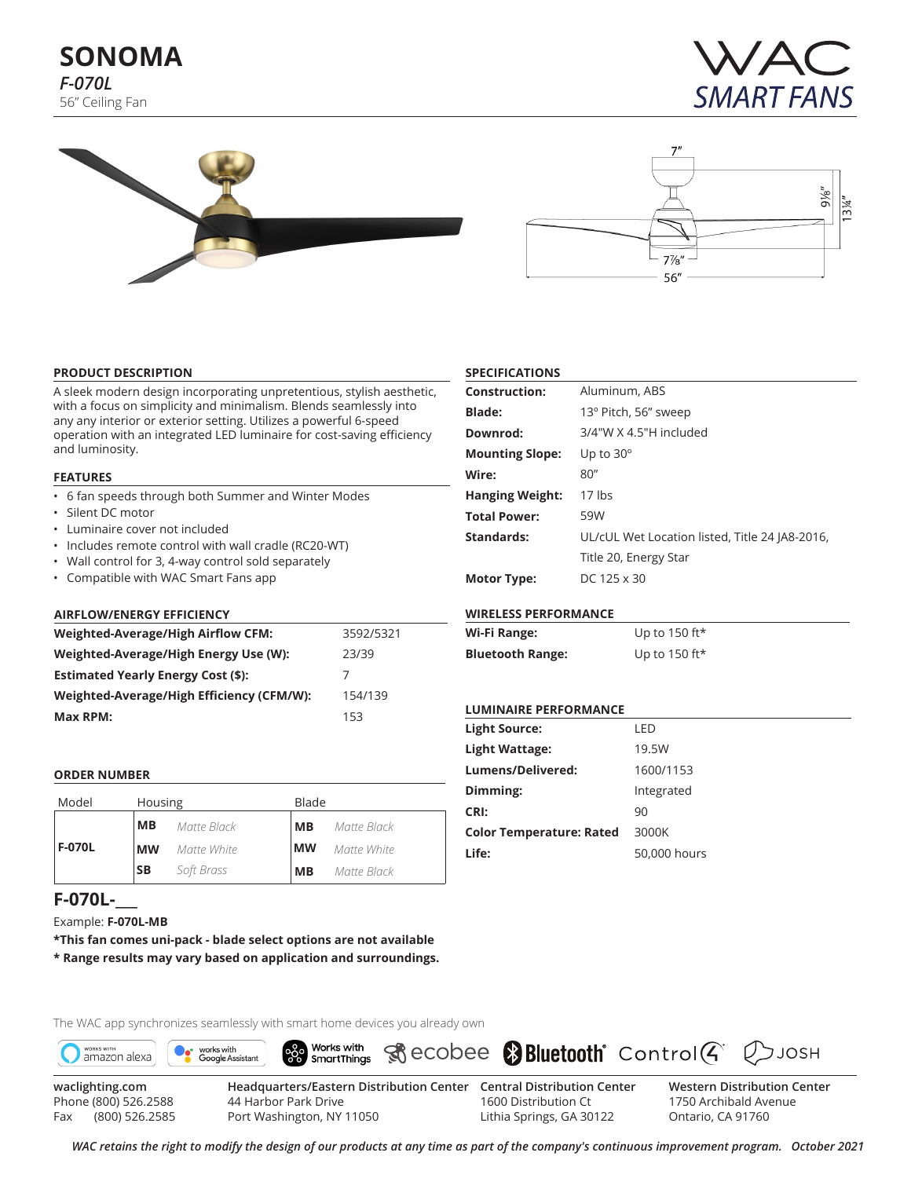# SONOMA

***F-070L***

56" Ceiling Fan

WAC SMART FANS

7"

9⅛"

13¼"

7⅞"

56"

## PRODUCT DESCRIPTION

A sleek modern design incorporating unpretentious, stylish aesthetic, with a focus on simplicity and minimalism. Blends seamlessly into any any interior or exterior setting. Utilizes a powerful 6-speed operation with an integrated LED luminaire for cost-saving efficiency and luminosity.

## FEATURES

- 6 fan speeds through both Summer and Winter Modes
- Silent DC motor
- Luminaire cover not included
- Includes remote control with wall cradle (RC20-WT)
- Wall control for 3, 4-way control sold separately
- Compatible with WAC Smart Fans app

## AIRFLOW/ENERGY EFFICIENCY

| | |
|---|---|
| **Weighted-Average/High Airflow CFM:** | 3592/5321 |
| **Weighted-Average/High Energy Use (W):** | 23/39 |
| **Estimated Yearly Energy Cost ($):** | 7 |
| **Weighted-Average/High Efficiency (CFM/W):** | 154/139 |
| **Max RPM:** | 153 |

## ORDER NUMBER

| Model | Housing | | Blade | |
|---|---|---|---|---|
| **F-070L** | **MB** | *Matte Black* | **MB** | *Matte Black* |
| | **MW** | *Matte White* | **MW** | *Matte White* |
| | **SB** | *Soft Brass* | **MB** | *Matte Black* |

## F-070L-___

Example: **F-070L-MB**

**\*This fan comes uni-pack - blade select options are not available**

**\* Range results may vary based on application and surroundings.**

## SPECIFICATIONS

| | |
|---|---|
| **Construction:** | Aluminum, ABS |
| **Blade:** | 13º Pitch, 56" sweep |
| **Downrod:** | 3/4"W X 4.5"H included |
| **Mounting Slope:** | Up to 30º |
| **Wire:** | 80" |
| **Hanging Weight:** | 17 lbs |
| **Total Power:** | 59W |
| **Standards:** | UL/cUL Wet Location listed, Title 24 JA8-2016, Title 20, Energy Star |
| **Motor Type:** | DC 125 x 30 |

## WIRELESS PERFORMANCE

| | |
|---|---|
| **Wi-Fi Range:** | Up to 150 ft* |
| **Bluetooth Range:** | Up to 150 ft* |

## LUMINAIRE PERFORMANCE

| | |
|---|---|
| **Light Source:** | LED |
| **Light Wattage:** | 19.5W |
| **Lumens/Delivered:** | 1600/1153 |
| **Dimming:** | Integrated |
| **CRI:** | 90 |
| **Color Temperature: Rated** | 3000K |
| **Life:** | 50,000 hours |

The WAC app synchronizes seamlessly with smart home devices you already own

works with amazon alexa | works with Google Assistant | Works with SmartThings | ecobee | Bluetooth | Control4 | JOSH

waclighting.com
Phone (800) 526.2588
Fax (800) 526.2585

**Headquarters/Eastern Distribution Center**
44 Harbor Park Drive
Port Washington, NY 11050

**Central Distribution Center**
1600 Distribution Ct
Lithia Springs, GA 30122

**Western Distribution Center**
1750 Archibald Avenue
Ontario, CA 91760

*WAC retains the right to modify the design of our products at any time as part of the company's continuous improvement program. October 2021*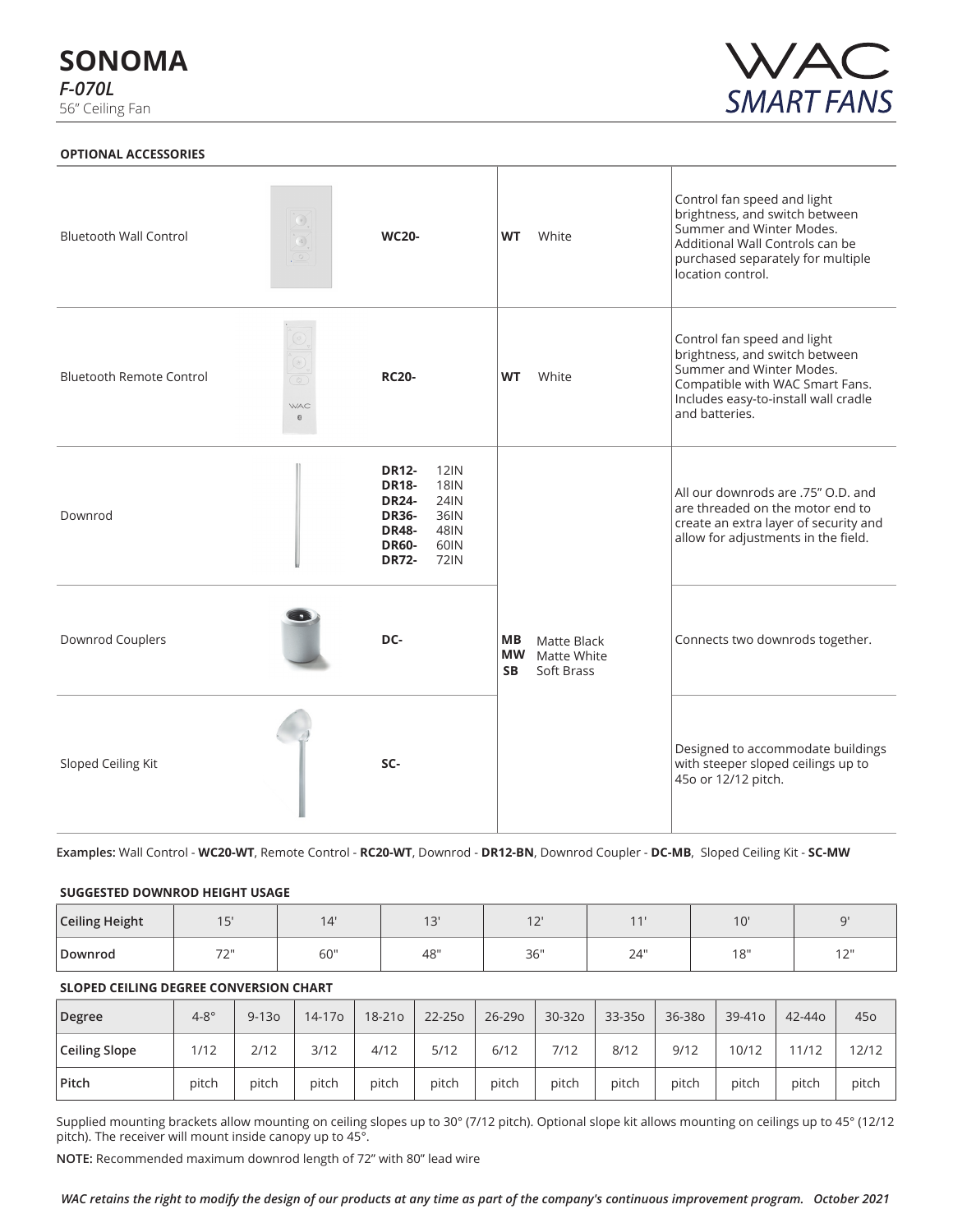# SONOMA

***F-070L***

56" Ceiling Fan

WAC SMART FANS

**OPTIONAL ACCESSORIES**

| | | | | |
|---|---|---|---|---|
| Bluetooth Wall Control | **WC20-** | **WT** White | Control fan speed and light brightness, and switch between Summer and Winter Modes. Additional Wall Controls can be purchased separately for multiple location control. |
| Bluetooth Remote Control | **RC20-** | **WT** White | Control fan speed and light brightness, and switch between Summer and Winter Modes. Compatible with WAC Smart Fans. Includes easy-to-install wall cradle and batteries. |
| Downrod | **DR12-** 12IN<br>**DR18-** 18IN<br>**DR24-** 24IN<br>**DR36-** 36IN<br>**DR48-** 48IN<br>**DR60-** 60IN<br>**DR72-** 72IN | **MB** Matte Black<br>**MW** Matte White<br>**SB** Soft Brass | All our downrods are .75" O.D. and are threaded on the motor end to create an extra layer of security and allow for adjustments in the field. |
| Downrod Couplers | **DC-** | | Connects two downrods together. |
| Sloped Ceiling Kit | **SC-** | | Designed to accommodate buildings with steeper sloped ceilings up to 45o or 12/12 pitch. |

**Examples:** Wall Control - **WC20-WT**, Remote Control - **RC20-WT**, Downrod - **DR12-BN**, Downrod Coupler - **DC-MB**, Sloped Ceiling Kit - **SC-MW**

**SUGGESTED DOWNROD HEIGHT USAGE**

| Ceiling Height | 15' | 14' | 13' | 12' | 11' | 10' | 9' |
|---|---|---|---|---|---|---|---|
| Downrod | 72" | 60" | 48" | 36" | 24" | 18" | 12" |

**SLOPED CEILING DEGREE CONVERSION CHART**

| Degree | 4-8° | 9-13o | 14-17o | 18-21o | 22-25o | 26-29o | 30-32o | 33-35o | 36-38o | 39-41o | 42-44o | 45o |
|---|---|---|---|---|---|---|---|---|---|---|---|---|
| Ceiling Slope | 1/12 | 2/12 | 3/12 | 4/12 | 5/12 | 6/12 | 7/12 | 8/12 | 9/12 | 10/12 | 11/12 | 12/12 |
| Pitch | pitch | pitch | pitch | pitch | pitch | pitch | pitch | pitch | pitch | pitch | pitch | pitch |

Supplied mounting brackets allow mounting on ceiling slopes up to 30° (7/12 pitch). Optional slope kit allows mounting on ceilings up to 45° (12/12 pitch). The receiver will mount inside canopy up to 45°.

**NOTE:** Recommended maximum downrod length of 72" with 80" lead wire

*WAC retains the right to modify the design of our products at any time as part of the company's continuous improvement program. October 2021*